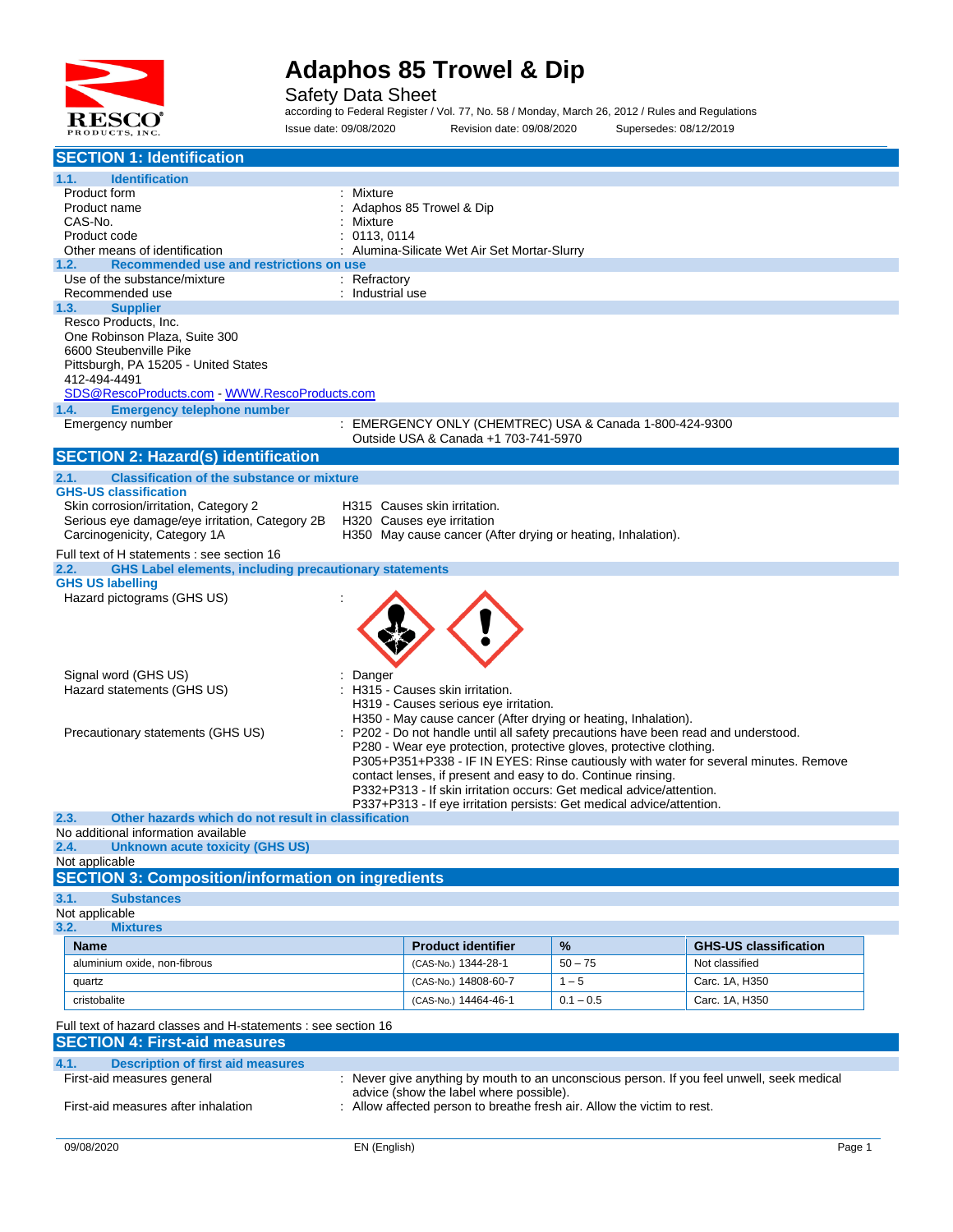# Adaphos 85 Trowel & Dip

Safety Data Sheet

according to Federal Register / Vol. 77, No. 58 / Monday, March 26, 2012 / Rules and Regulations

Issue date: 09/08/2020 Revision date: 09/08/2020 Supersedes: 08/12/2019

## SECTION 1: Identification

### 1.1. Identification

Product form : Mixture
Product name : Adaphos 85 Trowel & Dip
CAS-No. : Mixture
Product code : 0113, 0114
Other means of identification : Alumina-Silicate Wet Air Set Mortar-Slurry

### 1.2. Recommended use and restrictions on use

Use of the substance/mixture : Refractory
Recommended use : Industrial use

### 1.3. Supplier

Resco Products, Inc.
One Robinson Plaza, Suite 300
6600 Steubenville Pike
Pittsburgh, PA 15205 - United States
412-494-4491
SDS@RescoProducts.com - WWW.RescoProducts.com

### 1.4. Emergency telephone number

Emergency number : EMERGENCY ONLY (CHEMTREC) USA & Canada 1-800-424-9300
Outside USA & Canada +1 703-741-5970

## SECTION 2: Hazard(s) identification

### 2.1. Classification of the substance or mixture

**GHS-US classification**

Skin corrosion/irritation, Category 2 H315 Causes skin irritation.
Serious eye damage/eye irritation, Category 2B H320 Causes eye irritation
Carcinogenicity, Category 1A H350 May cause cancer (After drying or heating, Inhalation).

Full text of H statements : see section 16

### 2.2. GHS Label elements, including precautionary statements

**GHS US labelling**

Hazard pictograms (GHS US) :

Signal word (GHS US) : Danger

Hazard statements (GHS US) : H315 - Causes skin irritation.
H319 - Causes serious eye irritation.
H350 - May cause cancer (After drying or heating, Inhalation).

Precautionary statements (GHS US) : P202 - Do not handle until all safety precautions have been read and understood.
P280 - Wear eye protection, protective gloves, protective clothing.
P305+P351+P338 - IF IN EYES: Rinse cautiously with water for several minutes. Remove contact lenses, if present and easy to do. Continue rinsing.
P332+P313 - If skin irritation occurs: Get medical advice/attention.
P337+P313 - If eye irritation persists: Get medical advice/attention.

### 2.3. Other hazards which do not result in classification

No additional information available

### 2.4. Unknown acute toxicity (GHS US)

Not applicable

## SECTION 3: Composition/information on ingredients

### 3.1. Substances

Not applicable

### 3.2. Mixtures

| Name | Product identifier | % | GHS-US classification |
|---|---|---|---|
| aluminium oxide, non-fibrous | (CAS-No.) 1344-28-1 | 50 – 75 | Not classified |
| quartz | (CAS-No.) 14808-60-7 | 1 – 5 | Carc. 1A, H350 |
| cristobalite | (CAS-No.) 14464-46-1 | 0.1 – 0.5 | Carc. 1A, H350 |

Full text of hazard classes and H-statements : see section 16

## SECTION 4: First-aid measures

### 4.1. Description of first aid measures

First-aid measures general : Never give anything by mouth to an unconscious person. If you feel unwell, seek medical advice (show the label where possible).

First-aid measures after inhalation : Allow affected person to breathe fresh air. Allow the victim to rest.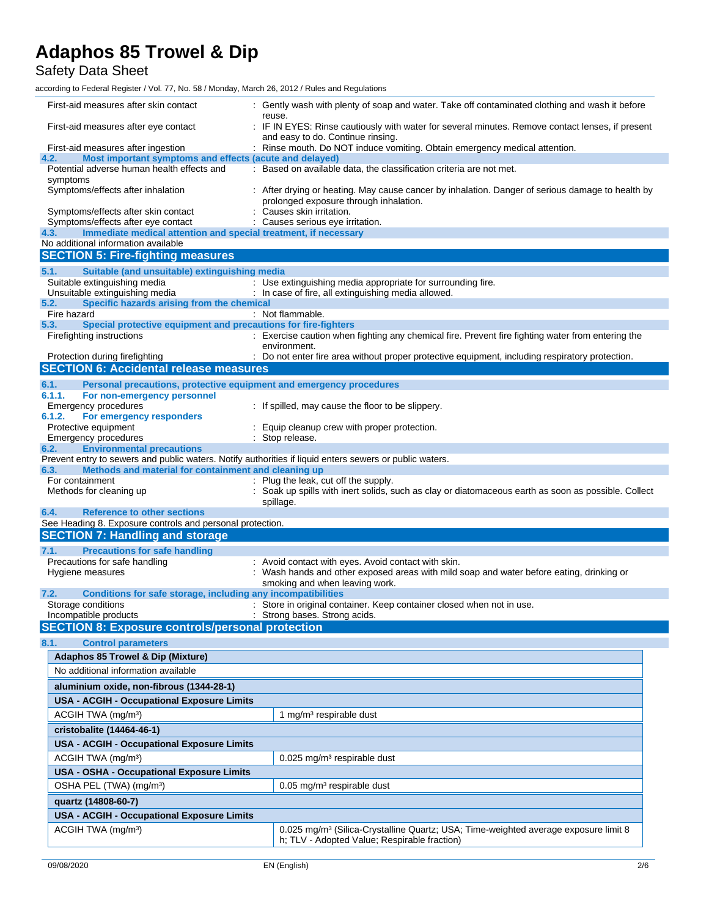First-aid measures after skin contact : Gently wash with plenty of soap and water. Take off contaminated clothing and wash it before reuse.

First-aid measures after eye contact : IF IN EYES: Rinse cautiously with water for several minutes. Remove contact lenses, if present and easy to do. Continue rinsing.

First-aid measures after ingestion : Rinse mouth. Do NOT induce vomiting. Obtain emergency medical attention.

### 4.2. Most important symptoms and effects (acute and delayed)

Potential adverse human health effects and symptoms : Based on available data, the classification criteria are not met.

Symptoms/effects after inhalation : After drying or heating. May cause cancer by inhalation. Danger of serious damage to health by prolonged exposure through inhalation.

Symptoms/effects after skin contact : Causes skin irritation.

Symptoms/effects after eye contact : Causes serious eye irritation.

### 4.3. Immediate medical attention and special treatment, if necessary

No additional information available

## SECTION 5: Fire-fighting measures

### 5.1. Suitable (and unsuitable) extinguishing media

Suitable extinguishing media : Use extinguishing media appropriate for surrounding fire.

Unsuitable extinguishing media : In case of fire, all extinguishing media allowed.

### 5.2. Specific hazards arising from the chemical

Fire hazard : Not flammable.

### 5.3. Special protective equipment and precautions for fire-fighters

Firefighting instructions : Exercise caution when fighting any chemical fire. Prevent fire fighting water from entering the environment.

Protection during firefighting : Do not enter fire area without proper protective equipment, including respiratory protection.

## SECTION 6: Accidental release measures

### 6.1. Personal precautions, protective equipment and emergency procedures

#### 6.1.1. For non-emergency personnel

Emergency procedures : If spilled, may cause the floor to be slippery.

#### 6.1.2. For emergency responders

Protective equipment : Equip cleanup crew with proper protection.

Emergency procedures : Stop release.

### 6.2. Environmental precautions

Prevent entry to sewers and public waters. Notify authorities if liquid enters sewers or public waters.

### 6.3. Methods and material for containment and cleaning up

For containment : Plug the leak, cut off the supply.

Methods for cleaning up : Soak up spills with inert solids, such as clay or diatomaceous earth as soon as possible. Collect spillage.

### 6.4. Reference to other sections

See Heading 8. Exposure controls and personal protection.

## SECTION 7: Handling and storage

### 7.1. Precautions for safe handling

Precautions for safe handling : Avoid contact with eyes. Avoid contact with skin.

Hygiene measures : Wash hands and other exposed areas with mild soap and water before eating, drinking or smoking and when leaving work.

### 7.2. Conditions for safe storage, including any incompatibilities

Storage conditions : Store in original container. Keep container closed when not in use.

Incompatible products : Strong bases. Strong acids.

## SECTION 8: Exposure controls/personal protection

### 8.1. Control parameters

| **Adaphos 85 Trowel & Dip (Mixture)** | |
|---|---|
| No additional information available | |
| **aluminium oxide, non-fibrous (1344-28-1)** | |
| **USA - ACGIH - Occupational Exposure Limits** | |
| ACGIH TWA (mg/m³) | 1 mg/m³ respirable dust |
| **cristobalite (14464-46-1)** | |
| **USA - ACGIH - Occupational Exposure Limits** | |
| ACGIH TWA (mg/m³) | 0.025 mg/m³ respirable dust |
| **USA - OSHA - Occupational Exposure Limits** | |
| OSHA PEL (TWA) (mg/m³) | 0.05 mg/m³ respirable dust |
| **quartz (14808-60-7)** | |
| **USA - ACGIH - Occupational Exposure Limits** | |
| ACGIH TWA (mg/m³) | 0.025 mg/m³ (Silica-Crystalline Quartz; USA; Time-weighted average exposure limit 8 h; TLV - Adopted Value; Respirable fraction) |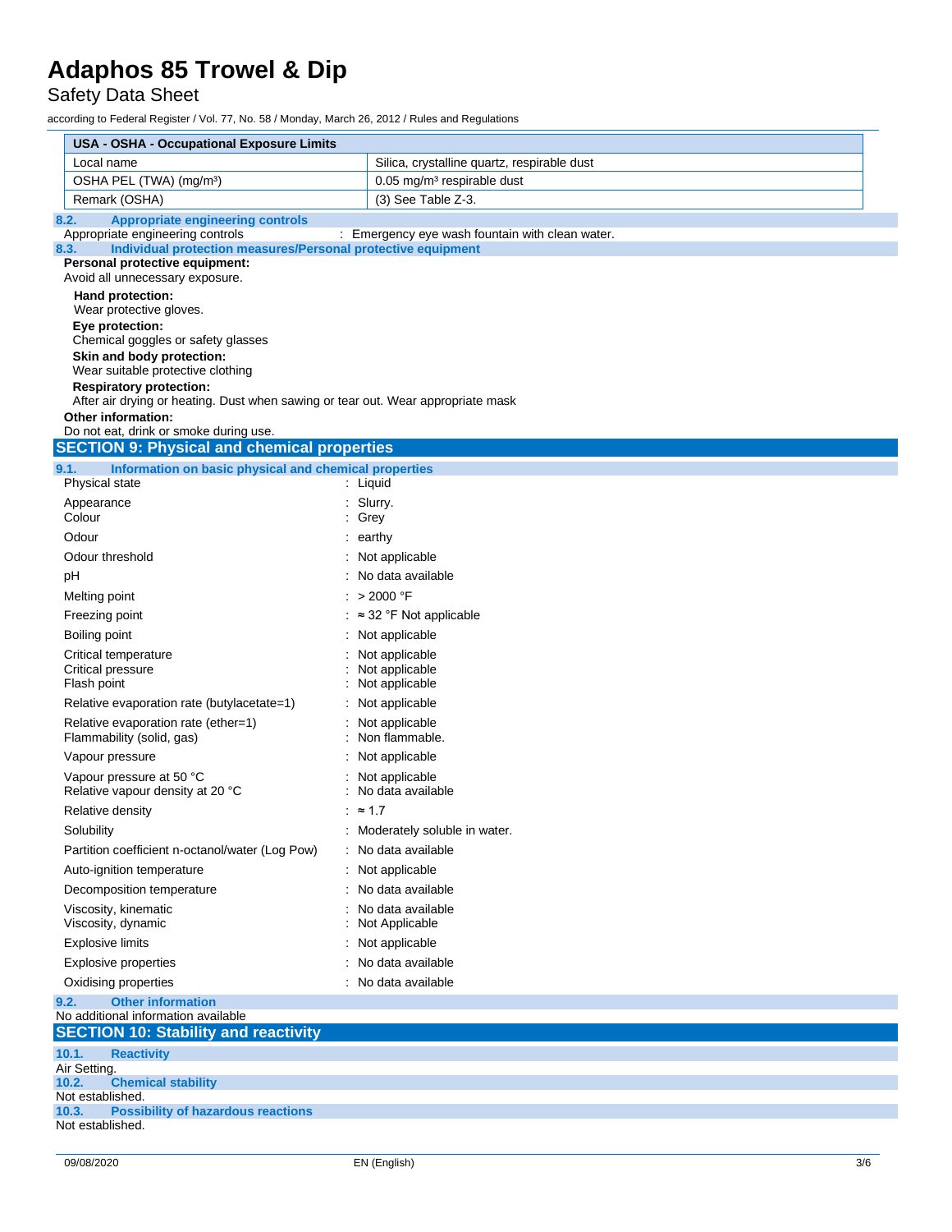| USA - OSHA - Occupational Exposure Limits | |
|---|---|
| Local name | Silica, crystalline quartz, respirable dust |
| OSHA PEL (TWA) (mg/m³) | 0.05 mg/m³ respirable dust |
| Remark (OSHA) | (3) See Table Z-3. |

### 8.2. Appropriate engineering controls

Appropriate engineering controls : Emergency eye wash fountain with clean water.

### 8.3. Individual protection measures/Personal protective equipment

**Personal protective equipment:**

Avoid all unnecessary exposure.

**Hand protection:**

Wear protective gloves.

**Eye protection:**

Chemical goggles or safety glasses

**Skin and body protection:**

Wear suitable protective clothing

**Respiratory protection:**

After air drying or heating. Dust when sawing or tear out. Wear appropriate mask

**Other information:**

Do not eat, drink or smoke during use.

## SECTION 9: Physical and chemical properties

### 9.1. Information on basic physical and chemical properties

| | |
|---|---|
| Physical state | : Liquid |
| Appearance | : Slurry. |
| Colour | : Grey |
| Odour | : earthy |
| Odour threshold | : Not applicable |
| pH | : No data available |
| Melting point | : > 2000 °F |
| Freezing point | : ≈ 32 °F Not applicable |
| Boiling point | : Not applicable |
| Critical temperature | : Not applicable |
| Critical pressure | : Not applicable |
| Flash point | : Not applicable |
| Relative evaporation rate (butylacetate=1) | : Not applicable |
| Relative evaporation rate (ether=1) | : Not applicable |
| Flammability (solid, gas) | : Non flammable. |
| Vapour pressure | : Not applicable |
| Vapour pressure at 50 °C | : Not applicable |
| Relative vapour density at 20 °C | : No data available |
| Relative density | : ≈ 1.7 |
| Solubility | : Moderately soluble in water. |
| Partition coefficient n-octanol/water (Log Pow) | : No data available |
| Auto-ignition temperature | : Not applicable |
| Decomposition temperature | : No data available |
| Viscosity, kinematic | : No data available |
| Viscosity, dynamic | : Not Applicable |
| Explosive limits | : Not applicable |
| Explosive properties | : No data available |
| Oxidising properties | : No data available |

### 9.2. Other information

No additional information available

## SECTION 10: Stability and reactivity

### 10.1. Reactivity

Air Setting.

### 10.2. Chemical stability

Not established.

### 10.3. Possibility of hazardous reactions

Not established.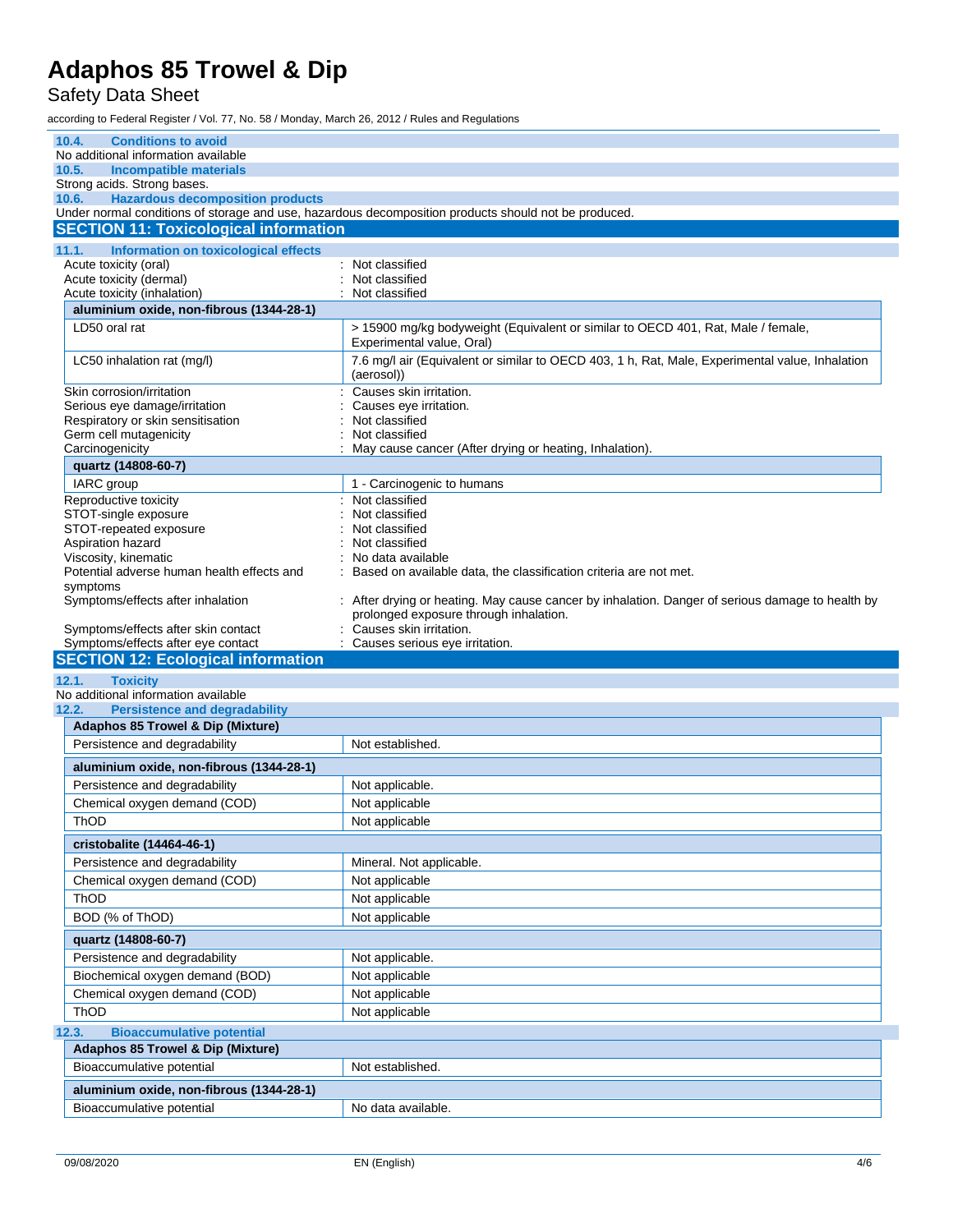### 10.4. Conditions to avoid

No additional information available

### 10.5. Incompatible materials

Strong acids. Strong bases.

### 10.6. Hazardous decomposition products

Under normal conditions of storage and use, hazardous decomposition products should not be produced.

## SECTION 11: Toxicological information

### 11.1. Information on toxicological effects

Acute toxicity (oral) : Not classified

Acute toxicity (dermal) : Not classified

Acute toxicity (inhalation) : Not classified

| aluminium oxide, non-fibrous (1344-28-1) | |
|---|---|
| LD50 oral rat | > 15900 mg/kg bodyweight (Equivalent or similar to OECD 401, Rat, Male / female, Experimental value, Oral) |
| LC50 inhalation rat (mg/l) | 7.6 mg/l air (Equivalent or similar to OECD 403, 1 h, Rat, Male, Experimental value, Inhalation (aerosol)) |

Skin corrosion/irritation : Causes skin irritation.

Serious eye damage/irritation : Causes eye irritation.

Respiratory or skin sensitisation : Not classified

Germ cell mutagenicity : Not classified

Carcinogenicity : May cause cancer (After drying or heating, Inhalation).

| quartz (14808-60-7) | |
|---|---|
| IARC group | 1 - Carcinogenic to humans |

Reproductive toxicity : Not classified

STOT-single exposure : Not classified

STOT-repeated exposure : Not classified

Aspiration hazard : Not classified

Viscosity, kinematic : No data available

Potential adverse human health effects and symptoms : Based on available data, the classification criteria are not met.

Symptoms/effects after inhalation : After drying or heating. May cause cancer by inhalation. Danger of serious damage to health by prolonged exposure through inhalation.

Symptoms/effects after skin contact : Causes skin irritation.

Symptoms/effects after eye contact : Causes serious eye irritation.

## SECTION 12: Ecological information

### 12.1. Toxicity

No additional information available

### 12.2. Persistence and degradability

| Adaphos 85 Trowel & Dip (Mixture) | |
|---|---|
| Persistence and degradability | Not established. |

| aluminium oxide, non-fibrous (1344-28-1) | |
|---|---|
| Persistence and degradability | Not applicable. |
| Chemical oxygen demand (COD) | Not applicable |
| ThOD | Not applicable |

| cristobalite (14464-46-1) | |
|---|---|
| Persistence and degradability | Mineral. Not applicable. |
| Chemical oxygen demand (COD) | Not applicable |
| ThOD | Not applicable |
| BOD (% of ThOD) | Not applicable |

| quartz (14808-60-7) | |
|---|---|
| Persistence and degradability | Not applicable. |
| Biochemical oxygen demand (BOD) | Not applicable |
| Chemical oxygen demand (COD) | Not applicable |
| ThOD | Not applicable |

### 12.3. Bioaccumulative potential

| Adaphos 85 Trowel & Dip (Mixture) | |
|---|---|
| Bioaccumulative potential | Not established. |

| aluminium oxide, non-fibrous (1344-28-1) | |
|---|---|
| Bioaccumulative potential | No data available. |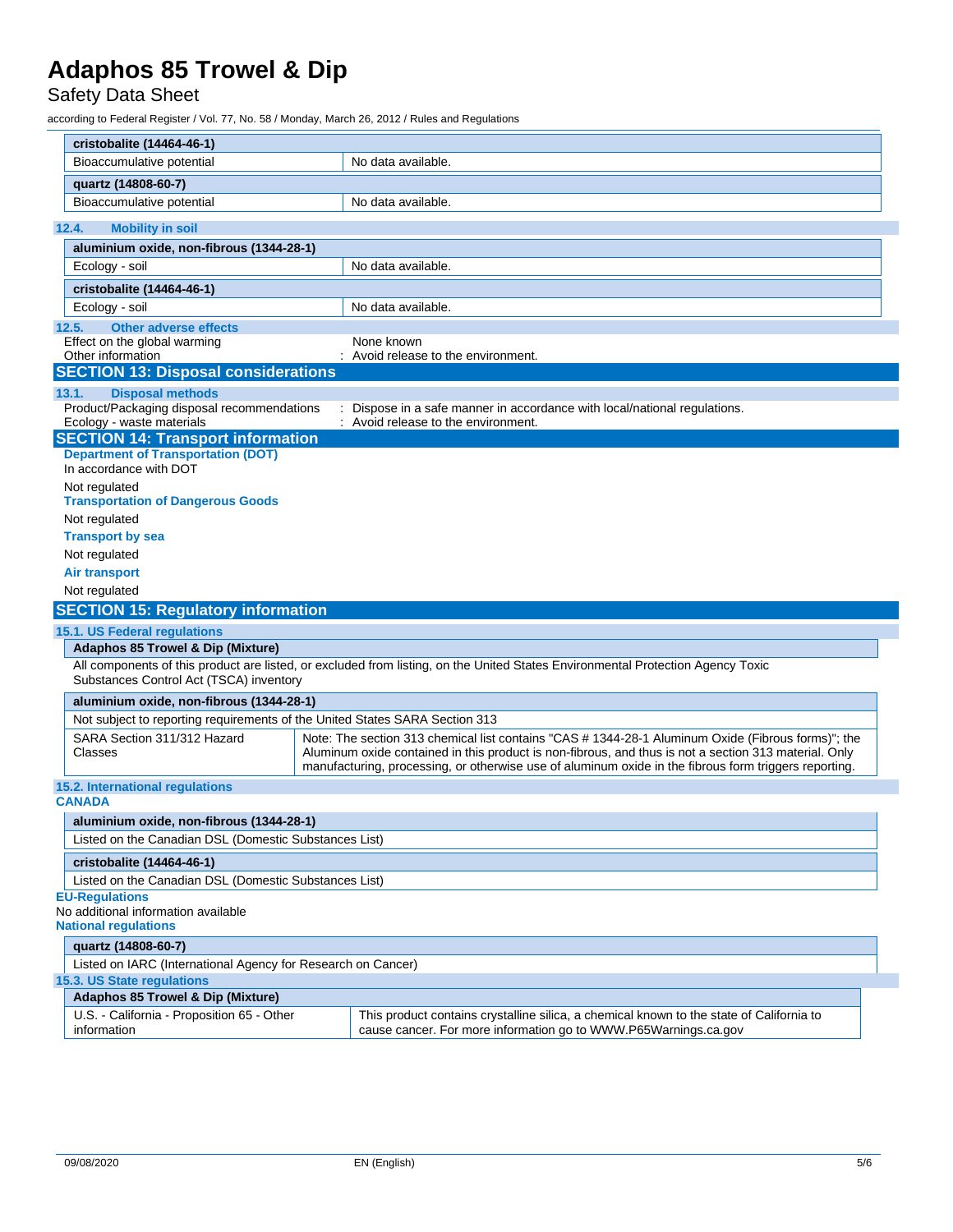| cristobalite (14464-46-1) | |
|---|---|
| Bioaccumulative potential | No data available. |

| quartz (14808-60-7) | |
|---|---|
| Bioaccumulative potential | No data available. |

### 12.4. Mobility in soil

| aluminium oxide, non-fibrous (1344-28-1) | |
|---|---|
| Ecology - soil | No data available. |

| cristobalite (14464-46-1) | |
|---|---|
| Ecology - soil | No data available. |

### 12.5. Other adverse effects

Effect on the global warming : None known

Other information : Avoid release to the environment.

## SECTION 13: Disposal considerations

### 13.1. Disposal methods

Product/Packaging disposal recommendations : Dispose in a safe manner in accordance with local/national regulations.

Ecology - waste materials : Avoid release to the environment.

## SECTION 14: Transport information

**Department of Transportation (DOT)**

In accordance with DOT

Not regulated

**Transportation of Dangerous Goods**

Not regulated

**Transport by sea**

Not regulated

**Air transport**

Not regulated

## SECTION 15: Regulatory information

### 15.1. US Federal regulations

**Adaphos 85 Trowel & Dip (Mixture)**

All components of this product are listed, or excluded from listing, on the United States Environmental Protection Agency Toxic Substances Control Act (TSCA) inventory

| aluminium oxide, non-fibrous (1344-28-1) | |
|---|---|
| Not subject to reporting requirements of the United States SARA Section 313 | |
| SARA Section 311/312 Hazard Classes | Note: The section 313 chemical list contains "CAS # 1344-28-1 Aluminum Oxide (Fibrous forms)"; the Aluminum oxide contained in this product is non-fibrous, and thus is not a section 313 material. Only manufacturing, processing, or otherwise use of aluminum oxide in the fibrous form triggers reporting. |

### 15.2. International regulations

**CANADA**

| aluminium oxide, non-fibrous (1344-28-1) |
|---|
| Listed on the Canadian DSL (Domestic Substances List) |

| cristobalite (14464-46-1) |
|---|
| Listed on the Canadian DSL (Domestic Substances List) |

**EU-Regulations**

No additional information available

**National regulations**

| quartz (14808-60-7) |
|---|
| Listed on IARC (International Agency for Research on Cancer) |

### 15.3. US State regulations

| Adaphos 85 Trowel & Dip (Mixture) | |
|---|---|
| U.S. - California - Proposition 65 - Other information | This product contains crystalline silica, a chemical known to the state of California to cause cancer. For more information go to WWW.P65Warnings.ca.gov |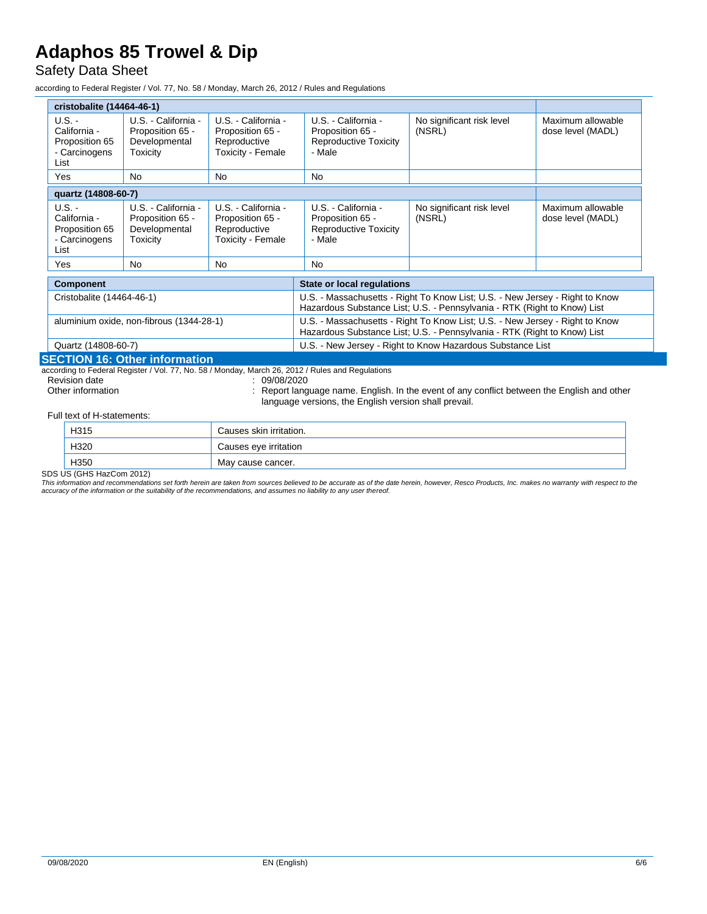| cristobalite (14464-46-1) | | | | | |
|---|---|---|---|---|---|
| U.S. - California - Proposition 65 - Carcinogens List | U.S. - California - Proposition 65 - Developmental Toxicity | U.S. - California - Proposition 65 - Reproductive Toxicity - Female | U.S. - California - Proposition 65 - Reproductive Toxicity - Male | No significant risk level (NSRL) | Maximum allowable dose level (MADL) |
| Yes | No | No | No | | |

| quartz (14808-60-7) | | | | | |
|---|---|---|---|---|---|
| U.S. - California - Proposition 65 - Carcinogens List | U.S. - California - Proposition 65 - Developmental Toxicity | U.S. - California - Proposition 65 - Reproductive Toxicity - Female | U.S. - California - Proposition 65 - Reproductive Toxicity - Male | No significant risk level (NSRL) | Maximum allowable dose level (MADL) |
| Yes | No | No | No | | |

| Component | State or local regulations |
|---|---|
| Cristobalite (14464-46-1) | U.S. - Massachusetts - Right To Know List; U.S. - New Jersey - Right to Know Hazardous Substance List; U.S. - Pennsylvania - RTK (Right to Know) List |
| aluminium oxide, non-fibrous (1344-28-1) | U.S. - Massachusetts - Right To Know List; U.S. - New Jersey - Right to Know Hazardous Substance List; U.S. - Pennsylvania - RTK (Right to Know) List |
| Quartz (14808-60-7) | U.S. - New Jersey - Right to Know Hazardous Substance List |

## SECTION 16: Other information

according to Federal Register / Vol. 77, No. 58 / Monday, March 26, 2012 / Rules and Regulations

Revision date : 09/08/2020

Other information : Report language name. English. In the event of any conflict between the English and other language versions, the English version shall prevail.

Full text of H-statements:

| | |
|---|---|
| H315 | Causes skin irritation. |
| H320 | Causes eye irritation |
| H350 | May cause cancer. |

SDS US (GHS HazCom 2012)

*This information and recommendations set forth herein are taken from sources believed to be accurate as of the date herein, however, Resco Products, Inc. makes no warranty with respect to the accuracy of the information or the suitability of the recommendations, and assumes no liability to any user thereof.*